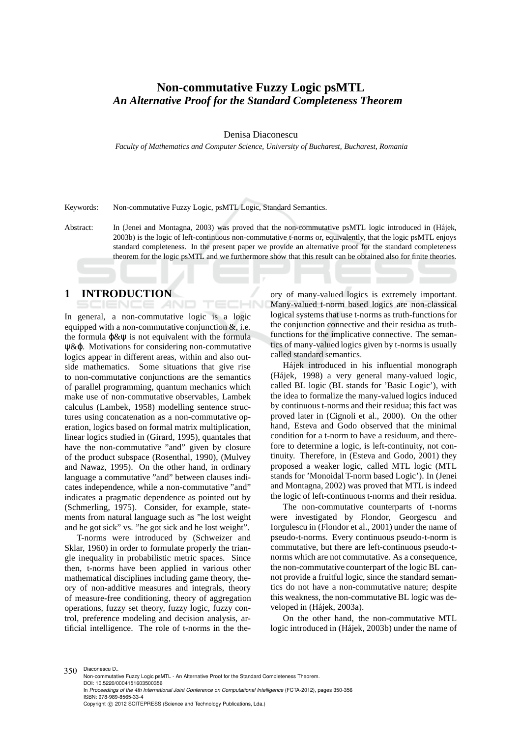# Non-commutative Fuzzy Logic psMTL

## *An Alternative Proof for the Standard Completeness Theorem*

Denisa Diaconescu

*Faculty of Mathematics and Computer Science, University of Bucharest, Bucharest, Romania*

Keywords: Non-commutative Fuzzy Logic, psMTL Logic, Standard Semantics.

Abstract: In (Jenei and Montagna, 2003) was proved that the non-commutative psMTL logic introduced in (Hájek, 2003b) is the logic of left-continuous non-commutative t-norms or, equivalently, that the logic psMTL enjoys standard completeness. In the present paper we provide an alternative proof for the standard completeness theorem for the logic psMTL and we furthermore show that this result can be obtained also for finite theories.

## 1 INTRODUCTION

In general, a non-commutative logic is a logic equipped with a non-commutative conjunction &, i.e. the formula $\varphi\&\psi$ is not equivalent with the formula $\psi\&\varphi$. Motivations for considering non-commutative logics appear in different areas, within and also outside mathematics. Some situations that give rise to non-commutative conjunctions are the semantics of parallel programming, quantum mechanics which make use of non-commutative observables, Lambek calculus (Lambek, 1958) modelling sentence structures using concatenation as a non-commutative operation, logics based on formal matrix multiplication, linear logics studied in (Girard, 1995), quantales that have the non-commutative "and" given by closure of the product subspace (Rosenthal, 1990), (Mulvey and Nawaz, 1995). On the other hand, in ordinary language a commutative "and" between clauses indicates independence, while a non-commutative "and" indicates a pragmatic dependence as pointed out by (Schmerling, 1975). Consider, for example, statements from natural language such as "he lost weight and he got sick" vs. "he got sick and he lost weight".

T-norms were introduced by (Schweizer and Sklar, 1960) in order to formulate properly the triangle inequality in probabilistic metric spaces. Since then, t-norms have been applied in various other mathematical disciplines including game theory, theory of non-additive measures and integrals, theory of measure-free conditioning, theory of aggregation operations, fuzzy set theory, fuzzy logic, fuzzy control, preference modeling and decision analysis, artificial intelligence. The role of t-norms in the theory of many-valued logics is extremely important. Many-valued t-norm based logics are non-classical logical systems that use t-norms as truth-functions for the conjunction connective and their residua as truth-functions for the implicative connective. The semantics of many-valued logics given by t-norms is usually called standard semantics.

Hájek introduced in his influential monograph (Hájek, 1998) a very general many-valued logic, called BL logic (BL stands for 'Basic Logic'), with the idea to formalize the many-valued logics induced by continuous t-norms and their residua; this fact was proved later in (Cignoli et al., 2000). On the other hand, Esteva and Godo observed that the minimal condition for a t-norm to have a residuum, and therefore to determine a logic, is left-continuity, not continuity. Therefore, in (Esteva and Godo, 2001) they proposed a weaker logic, called MTL logic (MTL stands for 'Monoidal T-norm based Logic'). In (Jenei and Montagna, 2002) was proved that MTL is indeed the logic of left-continuous t-norms and their residua.

The non-commutative counterparts of t-norms were investigated by Flondor, Georgescu and Iorgulescu in (Flondor et al., 2001) under the name of pseudo-t-norms. Every continuous pseudo-t-norm is commutative, but there are left-continuous pseudo-t-norms which are not commutative. As a consequence, the non-commutative counterpart of the logic BL cannot provide a fruitful logic, since the standard semantics do not have a non-commutative nature; despite this weakness, the non-commutative BL logic was developed in (Hájek, 2003a).

On the other hand, the non-commutative MTL logic introduced in (Hájek, 2003b) under the name of

Diaconescu D..
Non-commutative Fuzzy Logic psMTL - An Alternative Proof for the Standard Completeness Theorem.
DOI: 10.5220/0004151603500356
In *Proceedings of the 4th International Joint Conference on Computational Intelligence* (FCTA-2012), pages 350-356
ISBN: 978-989-8565-33-4
Copyright © 2012 SCITEPRESS (Science and Technology Publications, Lda.)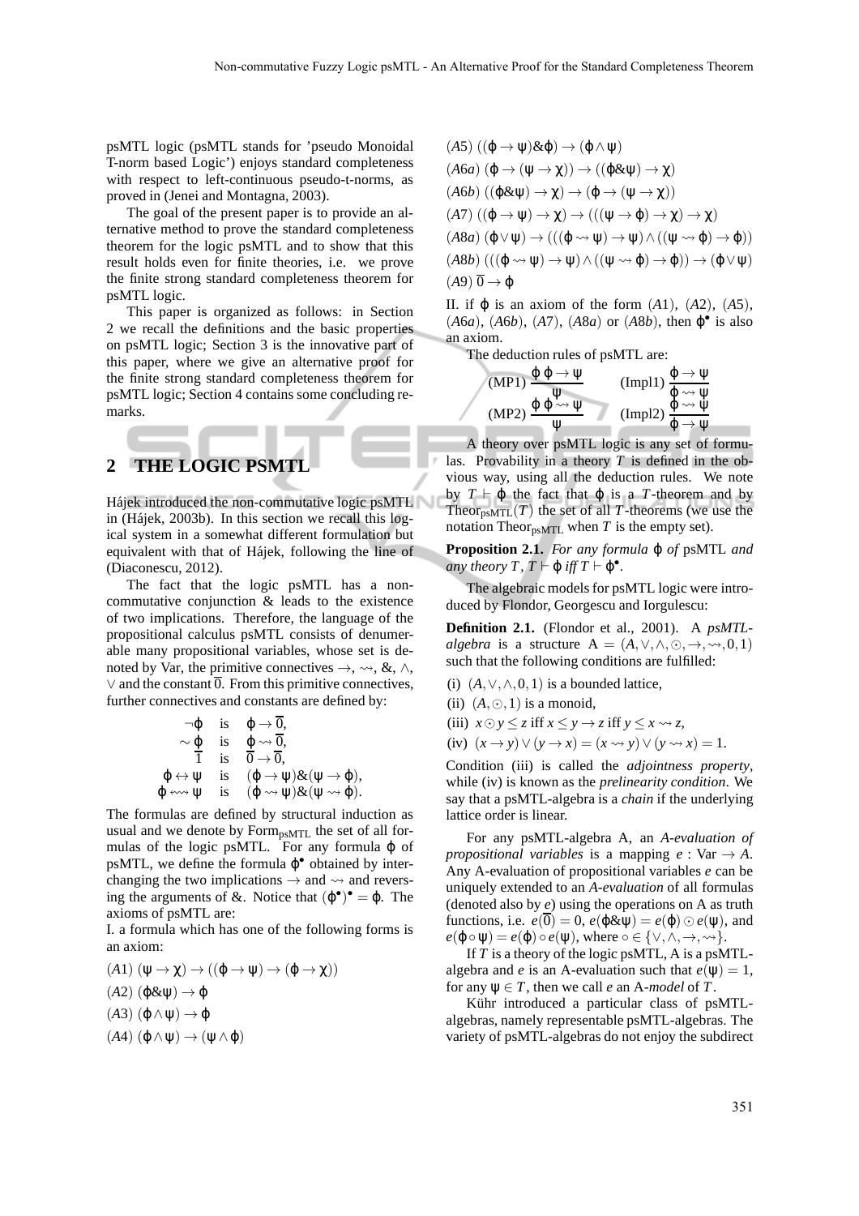psMTL logic (psMTL stands for 'pseudo Monoidal T-norm based Logic') enjoys standard completeness with respect to left-continuous pseudo-t-norms, as proved in (Jenei and Montagna, 2003).

The goal of the present paper is to provide an alternative method to prove the standard completeness theorem for the logic psMTL and to show that this result holds even for finite theories, i.e. we prove the finite strong standard completeness theorem for psMTL logic.

This paper is organized as follows: in Section 2 we recall the definitions and the basic properties on psMTL logic; Section 3 is the innovative part of this paper, where we give an alternative proof for the finite strong standard completeness theorem for psMTL logic; Section 4 contains some concluding remarks.

## 2 THE LOGIC PSMTL

Hájek introduced the non-commutative logic psMTL in (Hájek, 2003b). In this section we recall this logical system in a somewhat different formulation but equivalent with that of Hájek, following the line of (Diaconescu, 2012).

The fact that the logic psMTL has a non-commutative conjunction & leads to the existence of two implications. Therefore, the language of the propositional calculus psMTL consists of denumerable many propositional variables, whose set is denoted by Var, the primitive connectives $\rightarrow$, $\rightsquigarrow$, &, $\wedge$, $\vee$ and the constant $\overline{0}$. From this primitive connectives, further connectives and constants are defined by:

$$
\begin{array}{rcl}
\neg\varphi & \text{is} & \varphi \rightarrow \overline{0},\\
\sim\varphi & \text{is} & \varphi \rightsquigarrow \overline{0},\\
\overline{1} & \text{is} & \overline{0} \rightarrow \overline{0},\\
\varphi \leftrightarrow \psi & \text{is} & (\varphi \rightarrow \psi)\&(\psi \rightarrow \varphi),\\
\varphi \leftrightsquigarrow \psi & \text{is} & (\varphi \rightsquigarrow \psi)\&(\psi \rightsquigarrow \varphi).
\end{array}
$$

The formulas are defined by structural induction as usual and we denote by $\mathrm{Form}_{\mathrm{psMTL}}$ the set of all formulas of the logic psMTL. For any formula $\varphi$ of psMTL, we define the formula $\varphi^{\bullet}$ obtained by interchanging the two implications $\rightarrow$ and $\rightsquigarrow$ and reversing the arguments of &. Notice that $(\varphi^{\bullet})^{\bullet} = \varphi$. The axioms of psMTL are:

I. a formula which has one of the following forms is an axiom:

$(A1)$ $(\psi \rightarrow \chi) \rightarrow ((\varphi \rightarrow \psi) \rightarrow (\varphi \rightarrow \chi))$

$(A2)$ $(\varphi\&\psi) \rightarrow \varphi$

$(A3)$ $(\varphi \wedge \psi) \rightarrow \varphi$

$(A4)$ $(\varphi \wedge \psi) \rightarrow (\psi \wedge \varphi)$

$(A5)$ $((\varphi \rightarrow \psi)\&\varphi) \rightarrow (\varphi \wedge \psi)$

$(A6a)$ $(\varphi \rightarrow (\psi \rightarrow \chi)) \rightarrow ((\varphi\&\psi) \rightarrow \chi)$

$(A6b)$ $((\varphi\&\psi) \rightarrow \chi) \rightarrow (\varphi \rightarrow (\psi \rightarrow \chi))$

$(A7)$ $((\varphi \rightarrow \psi) \rightarrow \chi) \rightarrow (((\psi \rightarrow \varphi) \rightarrow \chi) \rightarrow \chi)$

$(A8a)$ $(\varphi \vee \psi) \rightarrow (((\varphi \rightsquigarrow \psi) \rightarrow \psi) \wedge ((\psi \rightsquigarrow \varphi) \rightarrow \varphi))$

$(A8b)$ $(((\varphi \rightsquigarrow \psi) \rightarrow \psi) \wedge ((\psi \rightsquigarrow \varphi) \rightarrow \varphi)) \rightarrow (\varphi \vee \psi)$

$(A9)$ $\overline{0} \rightarrow \varphi$

II. if $\varphi$ is an axiom of the form $(A1)$, $(A2)$, $(A5)$, $(A6a)$, $(A6b)$, $(A7)$, $(A8a)$ or $(A8b)$, then $\varphi^{\bullet}$ is also an axiom.

The deduction rules of psMTL are:

$$
(\mathrm{MP1})\ \frac{\varphi \quad \varphi \rightarrow \psi}{\psi} \qquad (\mathrm{Impl1})\ \frac{\varphi \rightarrow \psi}{\varphi \rightsquigarrow \psi}
$$

$$
(\mathrm{MP2})\ \frac{\varphi \quad \varphi \rightsquigarrow \psi}{\psi} \qquad (\mathrm{Impl2})\ \frac{\varphi \rightsquigarrow \psi}{\varphi \rightarrow \psi}
$$

A theory over psMTL logic is any set of formulas. Provability in a theory $T$ is defined in the obvious way, using all the deduction rules. We note by $T \vdash \varphi$ the fact that $\varphi$ is a $T$-theorem and by $\mathrm{Theor}_{\mathrm{psMTL}}(T)$ the set of all $T$-theorems (we use the notation $\mathrm{Theor}_{\mathrm{psMTL}}$ when $T$ is the empty set).

**Proposition 2.1.** *For any formula* $\varphi$ *of* psMTL *and any theory* $T$, $T \vdash \varphi$ *iff* $T \vdash \varphi^{\bullet}$.

The algebraic models for psMTL logic were introduced by Flondor, Georgescu and Iorgulescu:

**Definition 2.1.** (Flondor et al., 2001). A *psMTL-algebra* is a structure $\mathrm{A} = (A, \vee, \wedge, \odot, \rightarrow, \rightsquigarrow, 0, 1)$ such that the following conditions are fulfilled:

(i) $(A, \vee, \wedge, 0, 1)$ is a bounded lattice,

(ii) $(A, \odot, 1)$ is a monoid,

(iii) $x \odot y \leq z$ iff $x \leq y \rightarrow z$ iff $y \leq x \rightsquigarrow z$,

(iv) $(x \rightarrow y) \vee (y \rightarrow x) = (x \rightsquigarrow y) \vee (y \rightsquigarrow x) = 1$.

Condition (iii) is called the *adjointness property*, while (iv) is known as the *prelinearity condition*. We say that a psMTL-algebra is a *chain* if the underlying lattice order is linear.

For any psMTL-algebra A, an *A-evaluation of propositional variables* is a mapping $e : \mathrm{Var} \rightarrow A$. Any A-evaluation of propositional variables $e$ can be uniquely extended to an *A-evaluation* of all formulas (denoted also by $e$) using the operations on A as truth functions, i.e. $e(\overline{0}) = 0$, $e(\varphi\&\psi) = e(\varphi) \odot e(\psi)$, and $e(\varphi \circ \psi) = e(\varphi) \circ e(\psi)$, where $\circ \in \{\vee, \wedge, \rightarrow, \rightsquigarrow\}$.

If $T$ is a theory of the logic psMTL, A is a psMTL-algebra and $e$ is an A-evaluation such that $e(\psi) = 1$, for any $\psi \in T$, then we call $e$ an A-*model* of $T$.

Kühr introduced a particular class of psMTL-algebras, namely representable psMTL-algebras. The variety of psMTL-algebras do not enjoy the subdirect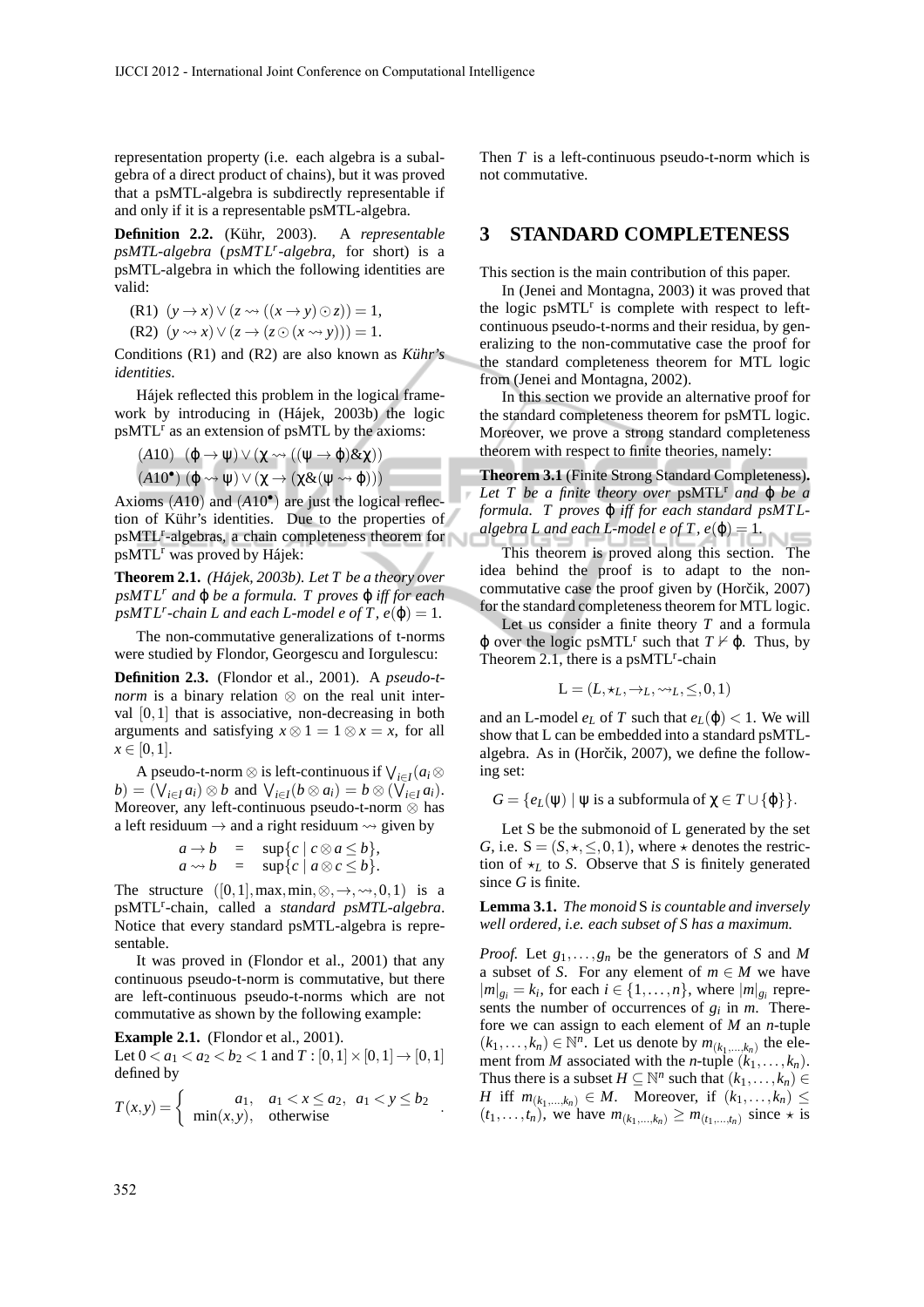representation property (i.e. each algebra is a subalgebra of a direct product of chains), but it was proved that a psMTL-algebra is subdirectly representable if and only if it is a representable psMTL-algebra.

**Definition 2.2.** (Kühr, 2003). A *representable psMTL-algebra* (*psMTL$^r$-algebra*, for short) is a psMTL-algebra in which the following identities are valid:

(R1) $(y \to x) \vee (z \rightsquigarrow ((x \to y) \odot z)) = 1$,

(R2) $(y \rightsquigarrow x) \vee (z \to (z \odot (x \rightsquigarrow y))) = 1$.

Conditions (R1) and (R2) are also known as *Kühr's identities*.

Hájek reflected this problem in the logical framework by introducing in (Hájek, 2003b) the logic psMTL$^r$ as an extension of psMTL by the axioms:

$(A10)$ $(\varphi \to \psi) \vee (\chi \rightsquigarrow ((\psi \to \varphi)\&\chi))$

$(A10^\bullet)$ $(\varphi \rightsquigarrow \psi) \vee (\chi \to (\chi\&(\psi \rightsquigarrow \varphi)))$

Axioms $(A10)$ and $(A10^\bullet)$ are just the logical reflection of Kühr's identities. Due to the properties of psMTL$^r$-algebras, a chain completeness theorem for psMTL$^r$ was proved by Hájek:

**Theorem 2.1.** *(Hájek, 2003b). Let $T$ be a theory over psMTL$^r$ and $\varphi$ be a formula. $T$ proves $\varphi$ iff for each psMTL$^r$-chain $L$ and each $L$-model $e$ of $T$, $e(\varphi) = 1$.*

The non-commutative generalizations of t-norms were studied by Flondor, Georgescu and Iorgulescu:

**Definition 2.3.** (Flondor et al., 2001). A *pseudo-t-norm* is a binary relation $\otimes$ on the real unit interval $[0,1]$ that is associative, non-decreasing in both arguments and satisfying $x \otimes 1 = 1 \otimes x = x$, for all $x \in [0,1]$.

A pseudo-t-norm $\otimes$ is left-continuous if $\bigvee_{i\in I}(a_i \otimes b) = (\bigvee_{i\in I} a_i) \otimes b$ and $\bigvee_{i\in I}(b \otimes a_i) = b \otimes (\bigvee_{i\in I} a_i)$. Moreover, any left-continuous pseudo-t-norm $\otimes$ has a left residuum $\to$ and a right residuum $\rightsquigarrow$ given by

$$
\begin{aligned}
a \to b &= \sup\{c \mid c \otimes a \leq b\},\\
a \rightsquigarrow b &= \sup\{c \mid a \otimes c \leq b\}.
\end{aligned}
$$

The structure $([0,1], \max, \min, \otimes, \to, \rightsquigarrow, 0, 1)$ is a psMTL$^r$-chain, called a *standard psMTL-algebra*. Notice that every standard psMTL-algebra is representable.

It was proved in (Flondor et al., 2001) that any continuous pseudo-t-norm is commutative, but there are left-continuous pseudo-t-norms which are not commutative as shown by the following example:

**Example 2.1.** (Flondor et al., 2001).
Let $0 < a_1 < a_2 < b_2 < 1$ and $T : [0,1] \times [0,1] \to [0,1]$ defined by

$$
T(x,y) = \begin{cases} a_1, & a_1 < x \leq a_2,\ a_1 < y \leq b_2 \\ \min(x,y), & \text{otherwise} \end{cases} .
$$

Then $T$ is a left-continuous pseudo-t-norm which is not commutative.

## 3 STANDARD COMPLETENESS

This section is the main contribution of this paper.

In (Jenei and Montagna, 2003) it was proved that the logic psMTL$^r$ is complete with respect to left-continuous pseudo-t-norms and their residua, by generalizing to the non-commutative case the proof for the standard completeness theorem for MTL logic from (Jenei and Montagna, 2002).

In this section we provide an alternative proof for the standard completeness theorem for psMTL logic. Moreover, we prove a strong standard completeness theorem with respect to finite theories, namely:

**Theorem 3.1** (Finite Strong Standard Completeness)**.** *Let $T$ be a finite theory over* psMTL$^r$ *and $\varphi$ be a formula. $T$ proves $\varphi$ iff for each standard psMTL-algebra $L$ and each $L$-model $e$ of $T$, $e(\varphi) = 1$.*

This theorem is proved along this section. The idea behind the proof is to adapt to the non-commutative case the proof given by (Horčik, 2007) for the standard completeness theorem for MTL logic.

Let us consider a finite theory $T$ and a formula $\varphi$ over the logic psMTL$^r$ such that $T \nvdash \varphi$. Thus, by Theorem 2.1, there is a psMTL$^r$-chain

$$
\mathrm{L} = (L, \star_L, \to_L, \rightsquigarrow_L, \leq, 0, 1)
$$

and an L-model $e_L$ of $T$ such that $e_L(\varphi) < 1$. We will show that L can be embedded into a standard psMTL-algebra. As in (Horčik, 2007), we define the following set:

$$
G = \{e_L(\psi) \mid \psi \text{ is a subformula of } \chi \in T \cup \{\varphi\}\}.
$$

Let S be the submonoid of L generated by the set $G$, i.e. $\mathrm{S} = (S, \star, \leq, 0, 1)$, where $\star$ denotes the restriction of $\star_L$ to $S$. Observe that $S$ is finitely generated since $G$ is finite.

**Lemma 3.1.** *The monoid* S *is countable and inversely well ordered, i.e. each subset of $S$ has a maximum.*

*Proof.* Let $g_1, \ldots, g_n$ be the generators of $S$ and $M$ a subset of $S$. For any element of $m \in M$ we have $|m|_{g_i} = k_i$, for each $i \in \{1, \ldots, n\}$, where $|m|_{g_i}$ represents the number of occurrences of $g_i$ in $m$. Therefore we can assign to each element of $M$ an $n$-tuple $(k_1, \ldots, k_n) \in \mathbb{N}^n$. Let us denote by $m_{(k_1,\ldots,k_n)}$ the element from $M$ associated with the $n$-tuple $(k_1, \ldots, k_n)$. Thus there is a subset $H \subseteq \mathbb{N}^n$ such that $(k_1, \ldots, k_n) \in H$ iff $m_{(k_1,\ldots,k_n)} \in M$. Moreover, if $(k_1, \ldots, k_n) \leq (t_1, \ldots, t_n)$, we have $m_{(k_1,\ldots,k_n)} \geq m_{(t_1,\ldots,t_n)}$ since $\star$ is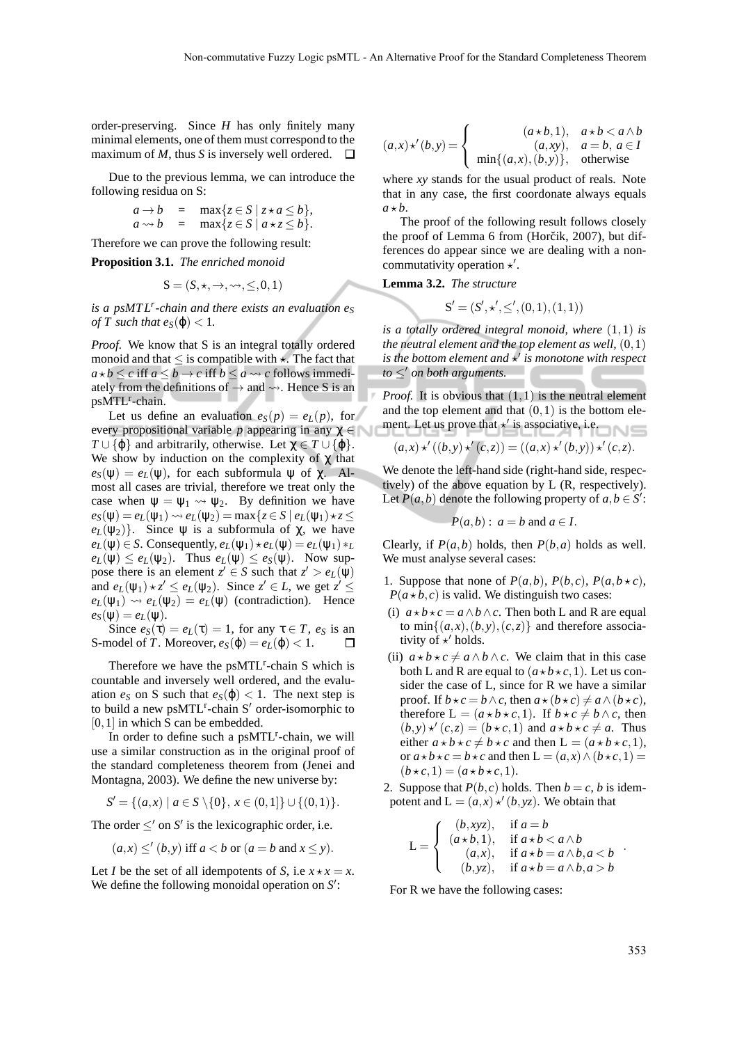order-preserving. Since $H$ has only finitely many minimal elements, one of them must correspond to the maximum of $M$, thus $S$ is inversely well ordered. $\square$

Due to the previous lemma, we can introduce the following residua on S:

$$a \to b \quad = \quad \max\{z \in S \mid z \star a \leq b\},$$
$$a \rightsquigarrow b \quad = \quad \max\{z \in S \mid a \star z \leq b\}.$$

Therefore we can prove the following result:

**Proposition 3.1.** *The enriched monoid*

$$\mathrm{S} = (S, \star, \to, \rightsquigarrow, \leq, 0, 1)$$

*is a psMTL$^r$-chain and there exists an evaluation $e_S$ of $T$ such that $e_S(\varphi) < 1$.*

*Proof.* We know that S is an integral totally ordered monoid and that $\leq$ is compatible with $\star$. The fact that $a \star b \leq c$ iff $a \leq b \to c$ iff $b \leq a \rightsquigarrow c$ follows immediately from the definitions of $\to$ and $\rightsquigarrow$. Hence S is an psMTL$^r$-chain.

Let us define an evaluation $e_S(p) = e_L(p)$, for every propositional variable $p$ appearing in any $\chi \in T \cup \{\varphi\}$ and arbitrarily, otherwise. Let $\chi \in T \cup \{\varphi\}$. We show by induction on the complexity of $\chi$ that $e_S(\psi) = e_L(\psi)$, for each subformula $\psi$ of $\chi$. Almost all cases are trivial, therefore we treat only the case when $\psi = \psi_1 \rightsquigarrow \psi_2$. By definition we have $e_S(\psi) = e_L(\psi_1) \rightsquigarrow e_L(\psi_2) = \max\{z \in S \mid e_L(\psi_1) \star z \leq e_L(\psi_2)\}$. Since $\psi$ is a subformula of $\chi$, we have $e_L(\psi) \in S$. Consequently, $e_L(\psi_1) \star e_L(\psi) = e_L(\psi_1) *_L e_L(\psi) \leq e_L(\psi_2)$. Thus $e_L(\psi) \leq e_S(\psi)$. Now suppose there is an element $z' \in S$ such that $z' > e_L(\psi)$ and $e_L(\psi_1) \star z' \leq e_L(\psi_2)$. Since $z' \in L$, we get $z' \leq e_L(\psi_1) \rightsquigarrow e_L(\psi_2) = e_L(\psi)$ (contradiction). Hence $e_S(\psi) = e_L(\psi)$.

Since $e_S(\tau) = e_L(\tau) = 1$, for any $\tau \in T$, $e_S$ is an S-model of $T$. Moreover, $e_S(\varphi) = e_L(\varphi) < 1$. $\square$

Therefore we have the psMTL$^r$-chain S which is countable and inversely well ordered, and the evaluation $e_S$ on S such that $e_S(\varphi) < 1$. The next step is to build a new psMTL$^r$-chain S$'$ order-isomorphic to $[0,1]$ in which S can be embedded.

In order to define such a psMTL$^r$-chain, we will use a similar construction as in the original proof of the standard completeness theorem from (Jenei and Montagna, 2003). We define the new universe by:

$$S' = \{(a,x) \mid a \in S \setminus \{0\},\ x \in (0,1]\} \cup \{(0,1)\}.$$

The order $\leq'$ on $S'$ is the lexicographic order, i.e.

$$(a,x) \leq' (b,y) \text{ iff } a < b \text{ or } (a = b \text{ and } x \leq y).$$

Let $I$ be the set of all idempotents of $S$, i.e $x \star x = x$. We define the following monoidal operation on $S'$:

$$(a,x) \star' (b,y) = \begin{cases} (a \star b, 1), & a \star b < a \wedge b \\ (a, xy), & a = b,\ a \in I \\ \min\{(a,x),(b,y)\}, & \text{otherwise} \end{cases}$$

where $xy$ stands for the usual product of reals. Note that in any case, the first coordonate always equals $a \star b$.

The proof of the following result follows closely the proof of Lemma 6 from (Horčik, 2007), but differences do appear since we are dealing with a noncommutativity operation $\star'$.

**Lemma 3.2.** *The structure*

$$\mathrm{S}' = (S', \star', \leq', (0,1), (1,1))$$

*is a totally ordered integral monoid, where $(1,1)$ is the neutral element and the top element as well, $(0,1)$ is the bottom element and $\star'$ is monotone with respect to $\leq'$ on both arguments.*

*Proof.* It is obvious that $(1,1)$ is the neutral element and the top element and that $(0,1)$ is the bottom element. Let us prove that $\star'$ is associative, i.e.

$$(a,x) \star' ((b,y) \star' (c,z)) = ((a,x) \star' (b,y)) \star' (c,z).$$

We denote the left-hand side (right-hand side, respectively) of the above equation by L (R, respectively). Let $P(a,b)$ denote the following property of $a, b \in S'$:

$$P(a,b): \ a = b \text{ and } a \in I.$$

Clearly, if $P(a,b)$ holds, then $P(b,a)$ holds as well. We must analyse several cases:

1. Suppose that none of $P(a,b)$, $P(b,c)$, $P(a, b \star c)$, $P(a \star b, c)$ is valid. We distinguish two cases:
 (i) $a \star b \star c = a \wedge b \wedge c$. Then both L and R are equal to $\min\{(a,x),(b,y),(c,z)\}$ and therefore associativity of $\star'$ holds.
 (ii) $a \star b \star c \neq a \wedge b \wedge c$. We claim that in this case both L and R are equal to $(a \star b \star c, 1)$. Let us consider the case of L, since for R we have a similar proof. If $b \star c = b \wedge c$, then $a \star (b \star c) \neq a \wedge (b \star c)$, therefore $\mathrm{L} = (a \star b \star c, 1)$. If $b \star c \neq b \wedge c$, then $(b,y) \star' (c,z) = (b \star c, 1)$ and $a \star b \star c \neq a$. Thus either $a \star b \star c \neq b \star c$ and then $\mathrm{L} = (a \star b \star c, 1)$, or $a \star b \star c = b \star c$ and then $\mathrm{L} = (a,x) \wedge (b \star c, 1) = (b \star c, 1) = (a \star b \star c, 1)$.
2. Suppose that $P(b,c)$ holds. Then $b = c$, $b$ is idempotent and $\mathrm{L} = (a,x) \star' (b, yz)$. We obtain that

$$\mathrm{L} = \begin{cases} (b, xyz), & \text{if } a = b \\ (a \star b, 1), & \text{if } a \star b < a \wedge b \\ (a,x), & \text{if } a \star b = a \wedge b, a < b \\ (b, yz), & \text{if } a \star b = a \wedge b, a > b \end{cases}.$$

 For R we have the following cases: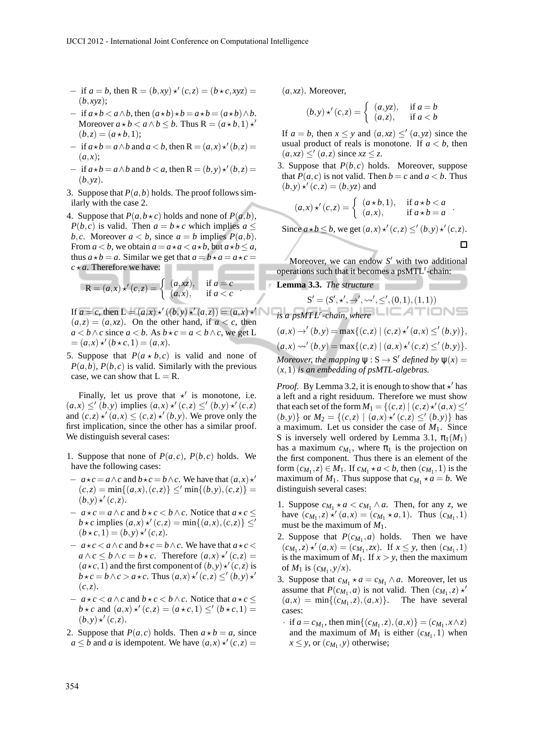- if $a = b$, then $\mathrm{R} = (b,xy) \star' (c,z) = (b \star c, xyz) = (b,xyz)$;
- if $a \star b < a \wedge b$, then $(a \star b) \star b = a \star b = (a \star b) \wedge b$. Moreover $a \star b < a \wedge b \leq b$. Thus $\mathrm{R} = (a \star b, 1) \star' (b,z) = (a \star b, 1)$;
- if $a \star b = a \wedge b$ and $a < b$, then $\mathrm{R} = (a,x) \star' (b,z) = (a,x)$;
- if $a \star b = a \wedge b$ and $b < a$, then $\mathrm{R} = (b,y) \star' (b,z) = (b,yz)$.

3. Suppose that $P(a,b)$ holds. The proof follows similarly with the case 2.
4. Suppose that $P(a, b \star c)$ holds and none of $P(a,b)$, $P(b,c)$ is valid. Then $a = b \star c$ which implies $a \leq b,c$. Moreover $a < b$, since $a = b$ implies $P(a,b)$. From $a < b$, we obtain $a = a \star a < a \star b$, but $a \star b \leq a$, thus $a \star b = a$. Similar we get that $a = b \star a = a \star c = c \star a$. Therefore we have:
$$\mathrm{R} = (a,x) \star' (c,z) = \begin{cases} (a,xz), & \text{if } a = c \\ (a,x), & \text{if } a < c \end{cases}.$$
If $a = c$, then $\mathrm{L} = (a,x) \star' ((b,y) \star' (a,z)) = (a,x) \star' (a,z) = (a,xz)$. On the other hand, if $a < c$, then $a < b \wedge c$ since $a < b$. As $b \star c = a < b \wedge c$, we get $\mathrm{L} = (a,x) \star' (b \star c, 1) = (a,x)$.
5. Suppose that $P(a \star b, c)$ is valid and none of $P(a,b)$, $P(b,c)$ is valid. Similarly with the previous case, we can show that $\mathrm{L} = \mathrm{R}$.

Finally, let us prove that $\star'$ is monotone, i.e. $(a,x) \leq' (b,y)$ implies $(a,x) \star' (c,z) \leq' (b,y) \star' (c,z)$ and $(c,z) \star' (a,x) \leq (c,z) \star' (b,y)$. We prove only the first implication, since the other has a similar proof. We distinguish several cases:

1. Suppose that none of $P(a,c)$, $P(b,c)$ holds. We have the following cases:
   - $a \star c = a \wedge c$ and $b \star c = b \wedge c$. We have that $(a,x) \star' (c,z) = \min\{(a,x),(c,z)\} \leq' \min\{(b,y),(c,z)\} = (b,y) \star' (c,z)$.
   - $a \star c = a \wedge c$ and $b \star c < b \wedge c$. Notice that $a \star c \leq b \star c$ implies $(a,x) \star' (c,z) = \min\{(a,x),(c,z)\} \leq' (b \star c, 1) = (b,y) \star' (c,z)$.
   - $a \star c < a \wedge c$ and $b \star c = b \wedge c$. We have that $a \star c < a \wedge c \leq b \wedge c = b \star c$. Therefore $(a,x) \star' (c,z) = (a \star c, 1)$ and the first component of $(b,y) \star' (c,z)$ is $b \star c = b \wedge c > a \star c$. Thus $(a,x) \star' (c,z) \leq' (b,y) \star' (c,z)$.
   - $a \star c < a \wedge c$ and $b \star c < b \wedge c$. Notice that $a \star c \leq b \star c$ and $(a,x) \star' (c,z) = (a \star c, 1) \leq' (b \star c, 1) = (b,y) \star' (c,z)$.
2. Suppose that $P(a,c)$ holds. Then $a \star b = a$, since $a \leq b$ and $a$ is idempotent. We have $(a,x) \star' (c,z) = (a,xz)$. Moreover,
$$(b,y) \star' (c,z) = \begin{cases} (a,yz), & \text{if } a = b \\ (a,z), & \text{if } a < b \end{cases}$$
If $a = b$, then $x \leq y$ and $(a,xz) \leq' (a,yz)$ since the usual product of reals is monotone. If $a < b$, then $(a,xz) \leq' (a,z)$ since $xz \leq z$.
3. Suppose that $P(b,c)$ holds. Moreover, suppose that $P(a,c)$ is not valid. Then $b = c$ and $a < b$. Thus $(b,y) \star' (c,z) = (b,yz)$ and
$$(a,x) \star' (c,z) = \begin{cases} (a \star b, 1), & \text{if } a \star b < a \\ (a,x), & \text{if } a \star b = a \end{cases}.$$
Since $a \star b \leq b$, we get $(a,x) \star' (c,z) \leq' (b,y) \star' (c,z)$.

$\square$

Moreover, we can endow $S'$ with two additional operations such that it becomes a psMTL$^r$-chain:

**Lemma 3.3.** *The structure*
$$\mathrm{S}' = (S', \star', \rightarrow', \rightsquigarrow', \leq', (0,1), (1,1))$$
*is a psMTL$^r$-chain, where*
$$(a,x) \rightarrow' (b,y) = \max\{(c,z) \mid (c,z) \star' (a,x) \leq' (b,y)\},$$
$$(a,x) \rightsquigarrow' (b,y) = \max\{(c,z) \mid (a,x) \star' (c,z) \leq' (b,y)\}.$$
*Moreover, the mapping $\psi : \mathrm{S} \to \mathrm{S}'$ defined by $\psi(x) = (x,1)$ is an embedding of psMTL-algebras.*

*Proof.* By Lemma 3.2, it is enough to show that $\star'$ has a left and a right residuum. Therefore we must show that each set of the form $M_1 = \{(c,z) \mid (c,z) \star' (a,x) \leq' (b,y)\}$ or $M_2 = \{(c,z) \mid (a,x) \star' (c,z) \leq' (b,y)\}$ has a maximum. Let us consider the case of $M_1$. Since S is inversely well ordered by Lemma 3.1, $\pi_1(M_1)$ has a maximum $c_{M_1}$, where $\pi_1$ is the projection on the first component. Thus there is an element of the form $(c_{M_1}, z) \in M_1$. If $c_{M_1} \star a < b$, then $(c_{M_1}, 1)$ is the maximum of $M_1$. Thus suppose that $c_{M_1} \star a = b$. We distinguish several cases:

1. Suppose $c_{M_1} \star a < c_{M_1} \wedge a$. Then, for any $z$, we have $(c_{M_1}, z) \star' (a,x) = (c_{M_1} \star a, 1)$. Thus $(c_{M_1}, 1)$ must be the maximum of $M_1$.
2. Suppose that $P(c_{M_1}, a)$ holds. Then we have $(c_{M_1}, z) \star' (a,x) = (c_{M_1}, zx)$. If $x \leq y$, then $(c_{M_1}, 1)$ is the maximum of $M_1$. If $x > y$, then the maximum of $M_1$ is $(c_{M_1}, y/x)$.
3. Suppose that $c_{M_1} \star a = c_{M_1} \wedge a$. Moreover, let us assume that $P(c_{M_1}, a)$ is not valid. Then $(c_{M_1}, z) \star' (a,x) = \min\{(c_{M_1}, z), (a,x)\}$. The have several cases:
   - if $a = c_{M_1}$, then $\min\{(c_{M_1}, z), (a,x)\} = (c_{M_1}, x \wedge z)$ and the maximum of $M_1$ is either $(c_{M_1}, 1)$ when $x \leq y$, or $(c_{M_1}, y)$ otherwise;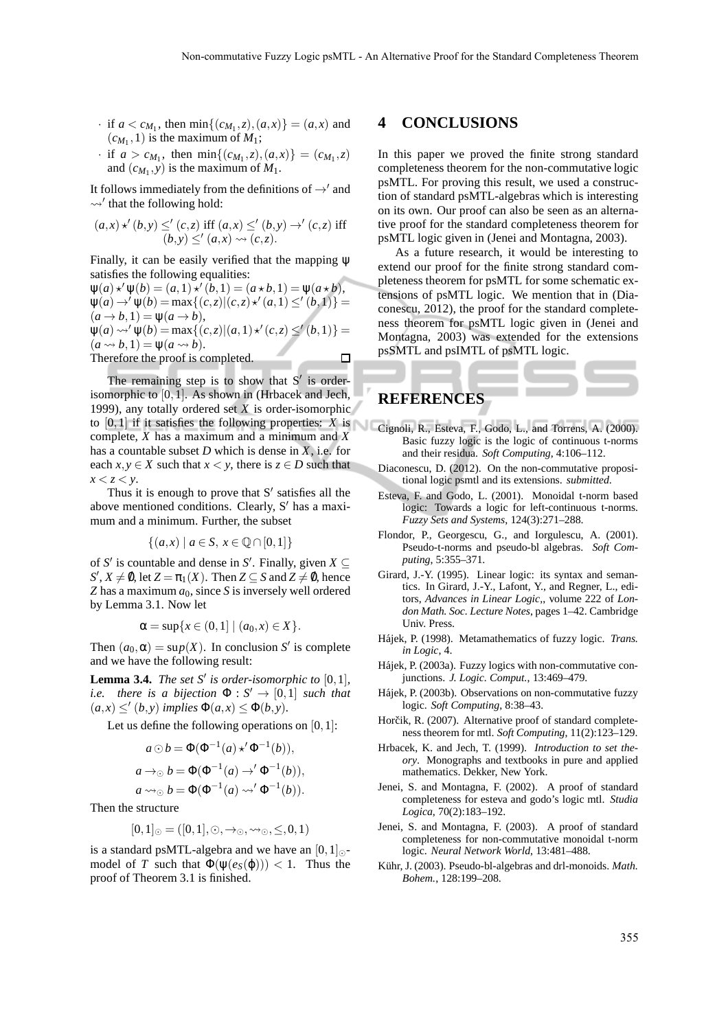- if $a < c_{M_1}$, then $\min\{(c_{M_1},z),(a,x)\} = (a,x)$ and $(c_{M_1},1)$ is the maximum of $M_1$;
- if $a > c_{M_1}$, then $\min\{(c_{M_1},z),(a,x)\} = (c_{M_1},z)$ and $(c_{M_1},y)$ is the maximum of $M_1$.

It follows immediately from the definitions of $\rightarrow'$ and $\rightsquigarrow'$ that the following hold:

$$(a,x) \star' (b,y) \leq' (c,z) \text{ iff } (a,x) \leq' (b,y) \rightarrow' (c,z) \text{ iff } (b,y) \leq' (a,x) \rightsquigarrow (c,z).$$

Finally, it can be easily verified that the mapping $\psi$ satisfies the following equalities:
$\psi(a) \star' \psi(b) = (a,1) \star' (b,1) = (a \star b, 1) = \psi(a \star b)$,
$\psi(a) \rightarrow' \psi(b) = \max\{(c,z) | (c,z) \star' (a,1) \leq' (b,1)\} = (a \rightarrow b, 1) = \psi(a \rightarrow b)$,
$\psi(a) \rightsquigarrow' \psi(b) = \max\{(c,z) | (a,1) \star' (c,z) \leq' (b,1)\} = (a \rightsquigarrow b, 1) = \psi(a \rightsquigarrow b)$.
Therefore the proof is completed. □

The remaining step is to show that $S'$ is order-isomorphic to $[0,1]$. As shown in (Hrbacek and Jech, 1999), any totally ordered set $X$ is order-isomorphic to $[0,1]$ if it satisfies the following properties: $X$ is complete, $X$ has a maximum and a minimum and $X$ has a countable subset $D$ which is dense in $X$, i.e. for each $x, y \in X$ such that $x < y$, there is $z \in D$ such that $x < z < y$.

Thus it is enough to prove that $S'$ satisfies all the above mentioned conditions. Clearly, $S'$ has a maximum and a minimum. Further, the subset

$$\{(a,x) \mid a \in S,\ x \in \mathbb{Q} \cap [0,1]\}$$

of $S'$ is countable and dense in $S'$. Finally, given $X \subseteq S'$, $X \neq \emptyset$, let $Z = \pi_1(X)$. Then $Z \subseteq S$ and $Z \neq \emptyset$, hence $Z$ has a maximum $a_0$, since $S$ is inversely well ordered by Lemma 3.1. Now let

$$\alpha = \sup\{x \in (0,1] \mid (a_0,x) \in X\}.$$

Then $(a_0,\alpha) = \sup(X)$. In conclusion $S'$ is complete and we have the following result:

**Lemma 3.4.** *The set $S'$ is order-isomorphic to $[0,1]$, i.e. there is a bijection $\Phi : S' \rightarrow [0,1]$ such that $(a,x) \leq' (b,y)$ implies $\Phi(a,x) \leq \Phi(b,y)$.*

Let us define the following operations on $[0,1]$:

$$a \odot b = \Phi(\Phi^{-1}(a) \star' \Phi^{-1}(b)),$$
$$a \rightarrow_{\odot} b = \Phi(\Phi^{-1}(a) \rightarrow' \Phi^{-1}(b)),$$
$$a \rightsquigarrow_{\odot} b = \Phi(\Phi^{-1}(a) \rightsquigarrow' \Phi^{-1}(b)).$$

Then the structure

$$[0,1]_{\odot} = ([0,1], \odot, \rightarrow_{\odot}, \rightsquigarrow_{\odot}, \leq, 0, 1)$$

is a standard psMTL-algebra and we have an $[0,1]_{\odot}$-model of $T$ such that $\Phi(\psi(e_S(\varphi))) < 1$. Thus the proof of Theorem 3.1 is finished.

# 4 CONCLUSIONS

In this paper we proved the finite strong standard completeness theorem for the non-commutative logic psMTL. For proving this result, we used a construction of standard psMTL-algebras which is interesting on its own. Our proof can also be seen as an alternative proof for the standard completeness theorem for psMTL logic given in (Jenei and Montagna, 2003).

As a future research, it would be interesting to extend our proof for the finite strong standard completeness theorem for psMTL for some schematic extensions of psMTL logic. We mention that in (Diaconescu, 2012), the proof for the standard completeness theorem for psMTL logic given in (Jenei and Montagna, 2003) was extended for the extensions psSMTL and psIMTL of psMTL logic.

# REFERENCES

Cignoli, R., Esteva, F., Godo, L., and Torrens, A. (2000). Basic fuzzy logic is the logic of continuous t-norms and their residua. *Soft Computing*, 4:106–112.

Diaconescu, D. (2012). On the non-commutative propositional logic psmtl and its extensions. *submitted*.

Esteva, F. and Godo, L. (2001). Monoidal t-norm based logic: Towards a logic for left-continuous t-norms. *Fuzzy Sets and Systems*, 124(3):271–288.

Flondor, P., Georgescu, G., and Iorgulescu, A. (2001). Pseudo-t-norms and pseudo-bl algebras. *Soft Computing*, 5:355–371.

Girard, J.-Y. (1995). Linear logic: its syntax and semantics. In Girard, J.-Y., Lafont, Y., and Regner, L., editors, *Advances in Linear Logic,*, volume 222 of *London Math. Soc. Lecture Notes*, pages 1–42. Cambridge Univ. Press.

Hájek, P. (1998). Metamathematics of fuzzy logic. *Trans. in Logic*, 4.

Hájek, P. (2003a). Fuzzy logics with non-commutative conjunctions. *J. Logic. Comput.*, 13:469–479.

Hájek, P. (2003b). Observations on non-commutative fuzzy logic. *Soft Computing*, 8:38–43.

Horčík, R. (2007). Alternative proof of standard completeness theorem for mtl. *Soft Computing*, 11(2):123–129.

Hrbacek, K. and Jech, T. (1999). *Introduction to set theory*. Monographs and textbooks in pure and applied mathematics. Dekker, New York.

Jenei, S. and Montagna, F. (2002). A proof of standard completeness for esteva and godo's logic mtl. *Studia Logica*, 70(2):183–192.

Jenei, S. and Montagna, F. (2003). A proof of standard completeness for non-commutative monoidal t-norm logic. *Neural Network World*, 13:481–488.

Kühr, J. (2003). Pseudo-bl-algebras and drl-monoids. *Math. Bohem.*, 128:199–208.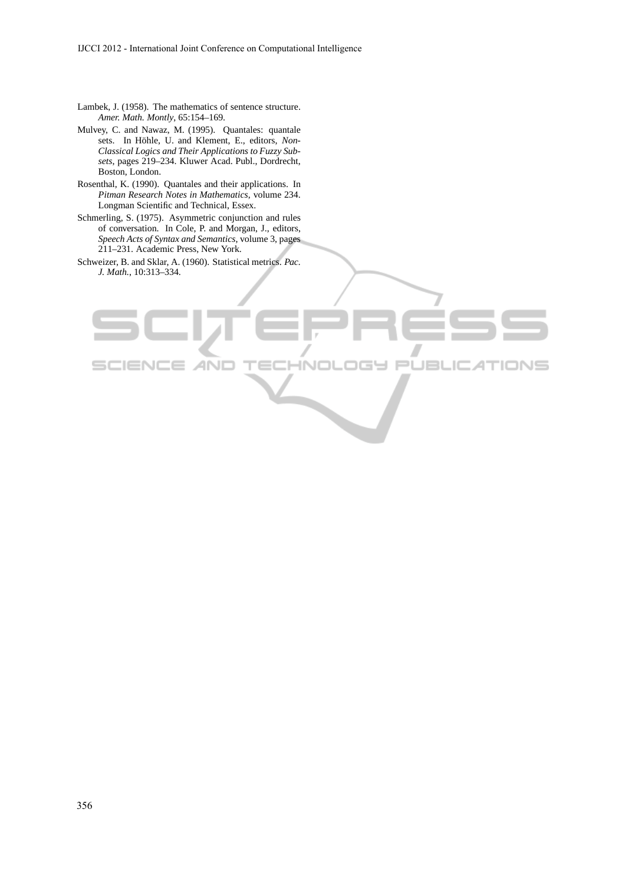Lambek, J. (1958). The mathematics of sentence structure. *Amer. Math. Montly*, 65:154–169.

Mulvey, C. and Nawaz, M. (1995). Quantales: quantale sets. In Höhle, U. and Klement, E., editors, *Non-Classical Logics and Their Applications to Fuzzy Subsets*, pages 219–234. Kluwer Acad. Publ., Dordrecht, Boston, London.

Rosenthal, K. (1990). Quantales and their applications. In *Pitman Research Notes in Mathematics*, volume 234. Longman Scientific and Technical, Essex.

Schmerling, S. (1975). Asymmetric conjunction and rules of conversation. In Cole, P. and Morgan, J., editors, *Speech Acts of Syntax and Semantics*, volume 3, pages 211–231. Academic Press, New York.

Schweizer, B. and Sklar, A. (1960). Statistical metrics. *Pac. J. Math.*, 10:313–334.